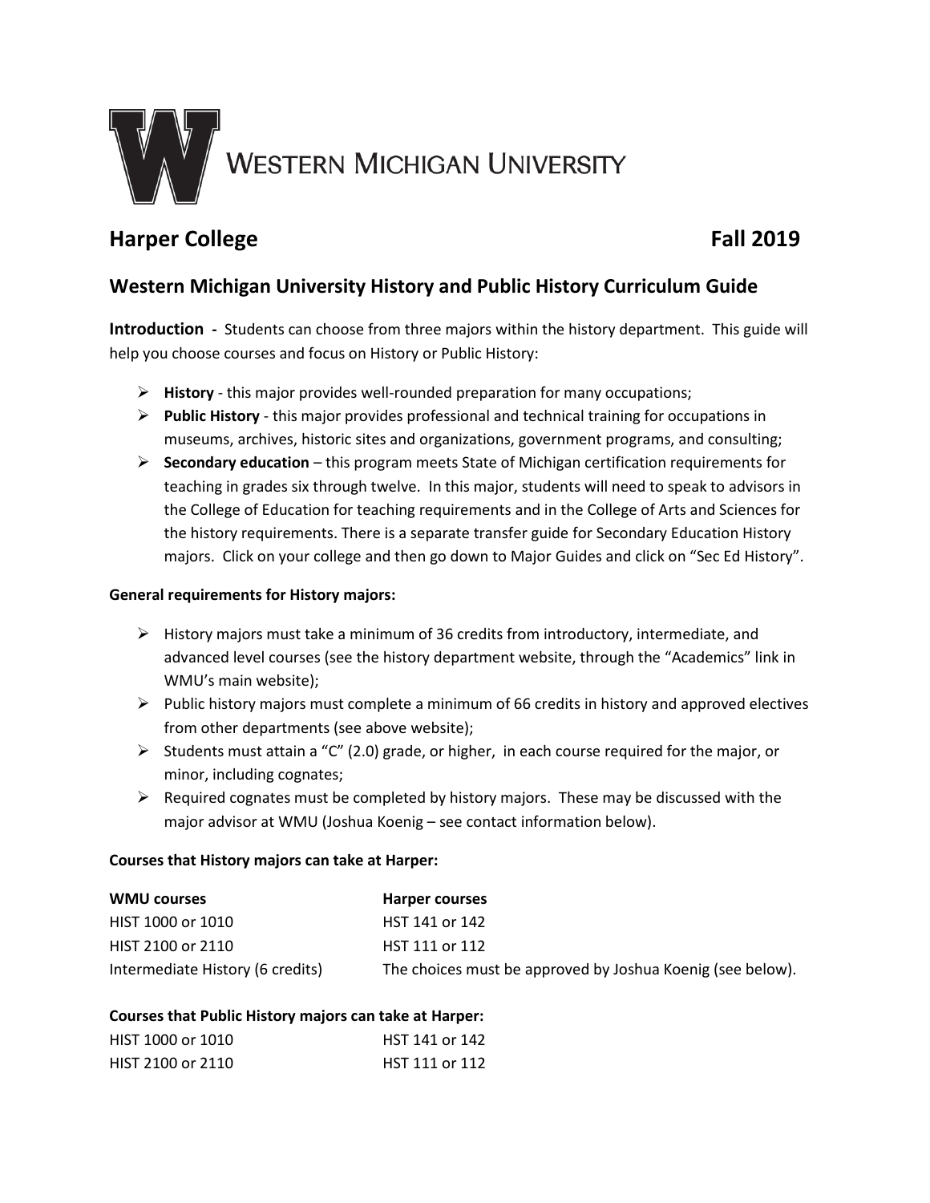WESTERN MICHIGAN UNIVERSITY

## Harper College Fall 2019

## Western Michigan University History and Public History Curriculum Guide

**Introduction -** Students can choose from three majors within the history department. This guide will help you choose courses and focus on History or Public History:

- **History** - this major provides well-rounded preparation for many occupations;
- **Public History** - this major provides professional and technical training for occupations in museums, archives, historic sites and organizations, government programs, and consulting;
- **Secondary education** – this program meets State of Michigan certification requirements for teaching in grades six through twelve. In this major, students will need to speak to advisors in the College of Education for teaching requirements and in the College of Arts and Sciences for the history requirements. There is a separate transfer guide for Secondary Education History majors. Click on your college and then go down to Major Guides and click on "Sec Ed History".

**General requirements for History majors:**

- History majors must take a minimum of 36 credits from introductory, intermediate, and advanced level courses (see the history department website, through the "Academics" link in WMU's main website);
- Public history majors must complete a minimum of 66 credits in history and approved electives from other departments (see above website);
- Students must attain a "C" (2.0) grade, or higher, in each course required for the major, or minor, including cognates;
- Required cognates must be completed by history majors. These may be discussed with the major advisor at WMU (Joshua Koenig – see contact information below).

**Courses that History majors can take at Harper:**

| WMU courses | Harper courses |
|---|---|
| HIST 1000 or 1010 | HST 141 or 142 |
| HIST 2100 or 2110 | HST 111 or 112 |
| Intermediate History (6 credits) | The choices must be approved by Joshua Koenig (see below). |

**Courses that Public History majors can take at Harper:**

| WMU courses | Harper courses |
|---|---|
| HIST 1000 or 1010 | HST 141 or 142 |
| HIST 2100 or 2110 | HST 111 or 112 |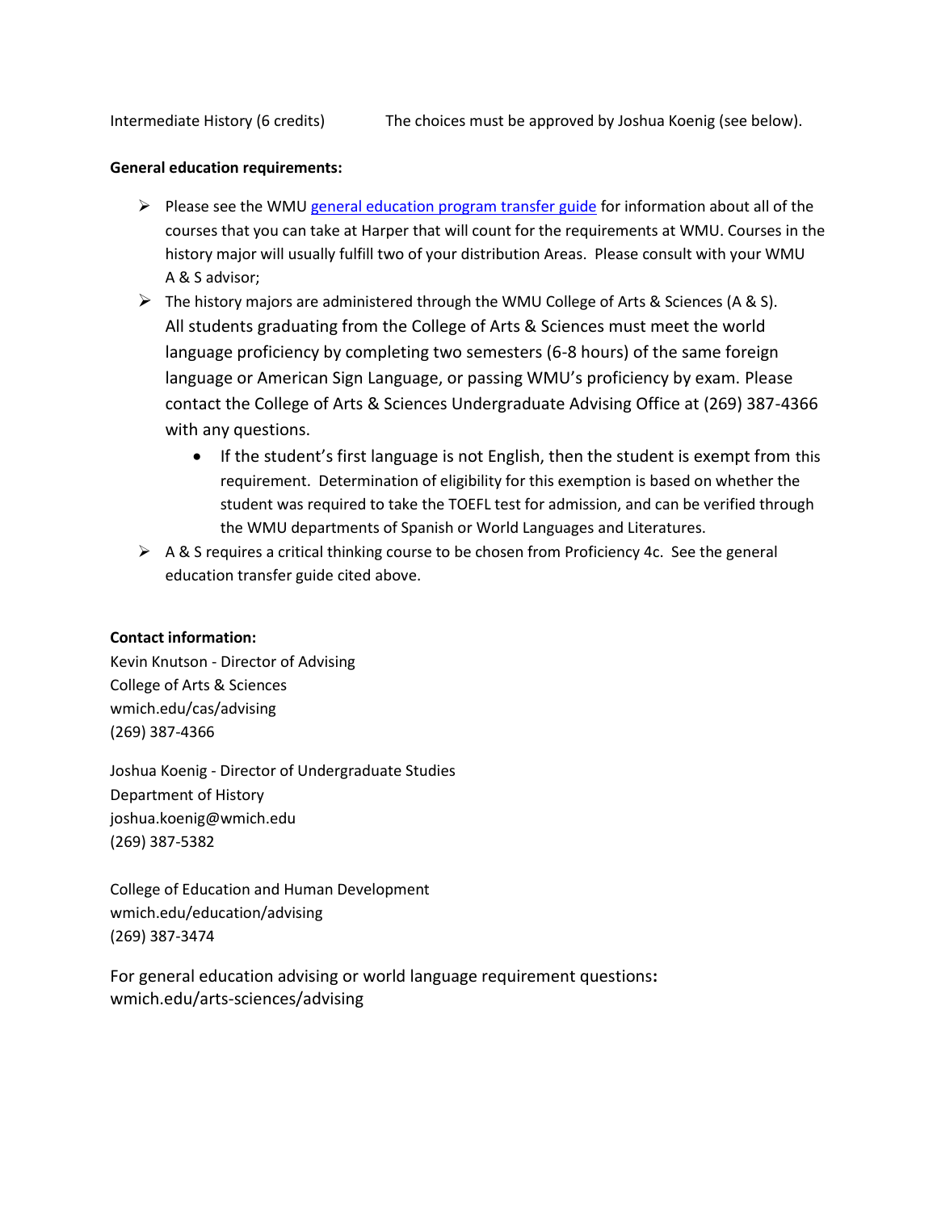Intermediate History (6 credits) The choices must be approved by Joshua Koenig (see below).

**General education requirements:**

- Please see the WMU [general education program transfer guide] for information about all of the courses that you can take at Harper that will count for the requirements at WMU. Courses in the history major will usually fulfill two of your distribution Areas. Please consult with your WMU A & S advisor;
- The history majors are administered through the WMU College of Arts & Sciences (A & S). All students graduating from the College of Arts & Sciences must meet the world language proficiency by completing two semesters (6-8 hours) of the same foreign language or American Sign Language, or passing WMU's proficiency by exam. Please contact the College of Arts & Sciences Undergraduate Advising Office at (269) 387-4366 with any questions.
  - If the student's first language is not English, then the student is exempt from this requirement. Determination of eligibility for this exemption is based on whether the student was required to take the TOEFL test for admission, and can be verified through the WMU departments of Spanish or World Languages and Literatures.
- A & S requires a critical thinking course to be chosen from Proficiency 4c. See the general education transfer guide cited above.

**Contact information:**

Kevin Knutson - Director of Advising
College of Arts & Sciences
wmich.edu/cas/advising
(269) 387-4366

Joshua Koenig - Director of Undergraduate Studies
Department of History
joshua.koenig@wmich.edu
(269) 387-5382

College of Education and Human Development
wmich.edu/education/advising
(269) 387-3474

For general education advising or world language requirement questions**:**
wmich.edu/arts-sciences/advising